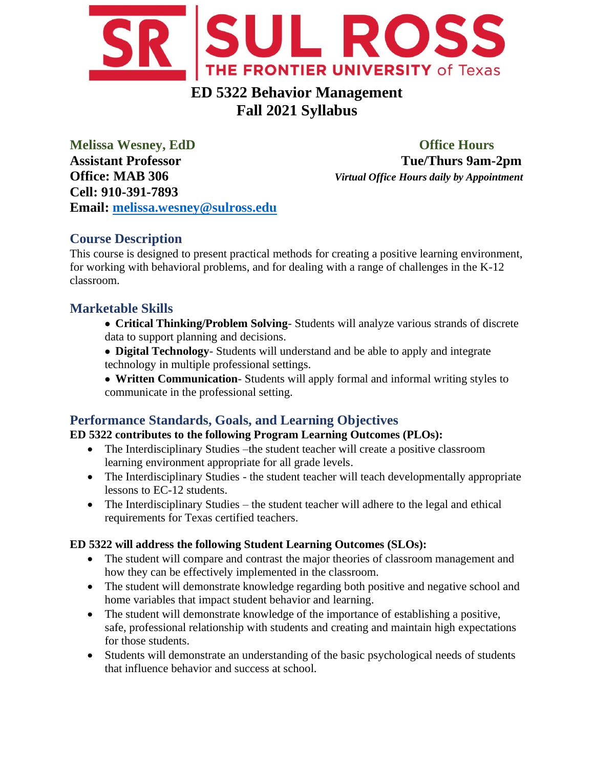# ED 5322 Behavior Management
# Fall 2021 Syllabus

**Melissa Wesney, EdD**
**Assistant Professor**
**Office: MAB 306**
**Cell: 910-391-7893**
**Email: melissa.wesney@sulross.edu**

**Office Hours**
**Tue/Thurs 9am-2pm**
***Virtual Office Hours daily by Appointment***

## Course Description

This course is designed to present practical methods for creating a positive learning environment, for working with behavioral problems, and for dealing with a range of challenges in the K-12 classroom.

## Marketable Skills

- **Critical Thinking/Problem Solving**- Students will analyze various strands of discrete data to support planning and decisions.
- **Digital Technology**- Students will understand and be able to apply and integrate technology in multiple professional settings.
- **Written Communication**- Students will apply formal and informal writing styles to communicate in the professional setting.

## Performance Standards, Goals, and Learning Objectives

**ED 5322 contributes to the following Program Learning Outcomes (PLOs):**

- The Interdisciplinary Studies –the student teacher will create a positive classroom learning environment appropriate for all grade levels.
- The Interdisciplinary Studies - the student teacher will teach developmentally appropriate lessons to EC-12 students.
- The Interdisciplinary Studies – the student teacher will adhere to the legal and ethical requirements for Texas certified teachers.

**ED 5322 will address the following Student Learning Outcomes (SLOs):**

- The student will compare and contrast the major theories of classroom management and how they can be effectively implemented in the classroom.
- The student will demonstrate knowledge regarding both positive and negative school and home variables that impact student behavior and learning.
- The student will demonstrate knowledge of the importance of establishing a positive, safe, professional relationship with students and creating and maintain high expectations for those students.
- Students will demonstrate an understanding of the basic psychological needs of students that influence behavior and success at school.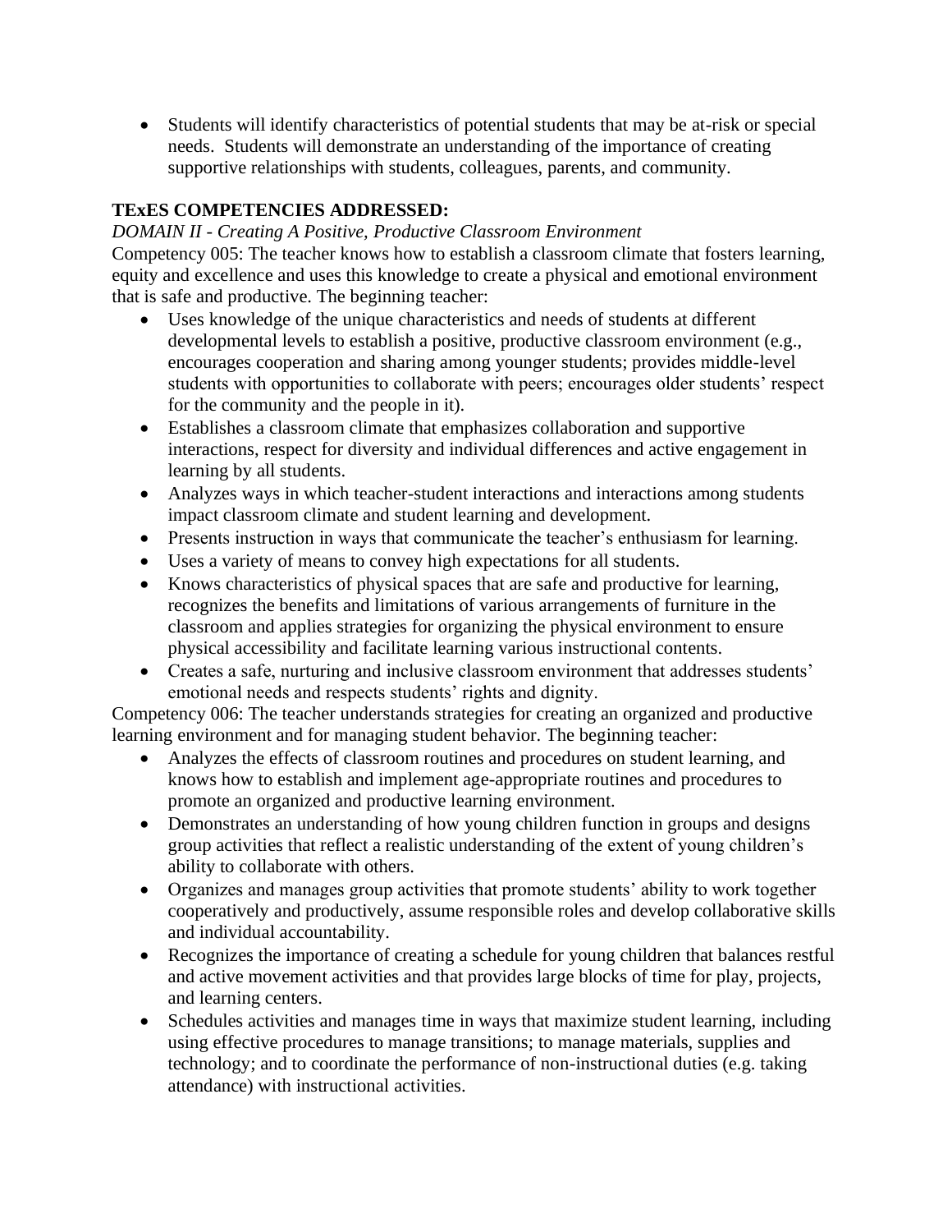- Students will identify characteristics of potential students that may be at-risk or special needs. Students will demonstrate an understanding of the importance of creating supportive relationships with students, colleagues, parents, and community.

**TExES COMPETENCIES ADDRESSED:**

*DOMAIN II - Creating A Positive, Productive Classroom Environment*

Competency 005: The teacher knows how to establish a classroom climate that fosters learning, equity and excellence and uses this knowledge to create a physical and emotional environment that is safe and productive. The beginning teacher:

- Uses knowledge of the unique characteristics and needs of students at different developmental levels to establish a positive, productive classroom environment (e.g., encourages cooperation and sharing among younger students; provides middle-level students with opportunities to collaborate with peers; encourages older students' respect for the community and the people in it).
- Establishes a classroom climate that emphasizes collaboration and supportive interactions, respect for diversity and individual differences and active engagement in learning by all students.
- Analyzes ways in which teacher-student interactions and interactions among students impact classroom climate and student learning and development.
- Presents instruction in ways that communicate the teacher's enthusiasm for learning.
- Uses a variety of means to convey high expectations for all students.
- Knows characteristics of physical spaces that are safe and productive for learning, recognizes the benefits and limitations of various arrangements of furniture in the classroom and applies strategies for organizing the physical environment to ensure physical accessibility and facilitate learning various instructional contents.
- Creates a safe, nurturing and inclusive classroom environment that addresses students' emotional needs and respects students' rights and dignity.

Competency 006: The teacher understands strategies for creating an organized and productive learning environment and for managing student behavior. The beginning teacher:

- Analyzes the effects of classroom routines and procedures on student learning, and knows how to establish and implement age-appropriate routines and procedures to promote an organized and productive learning environment.
- Demonstrates an understanding of how young children function in groups and designs group activities that reflect a realistic understanding of the extent of young children's ability to collaborate with others.
- Organizes and manages group activities that promote students' ability to work together cooperatively and productively, assume responsible roles and develop collaborative skills and individual accountability.
- Recognizes the importance of creating a schedule for young children that balances restful and active movement activities and that provides large blocks of time for play, projects, and learning centers.
- Schedules activities and manages time in ways that maximize student learning, including using effective procedures to manage transitions; to manage materials, supplies and technology; and to coordinate the performance of non-instructional duties (e.g. taking attendance) with instructional activities.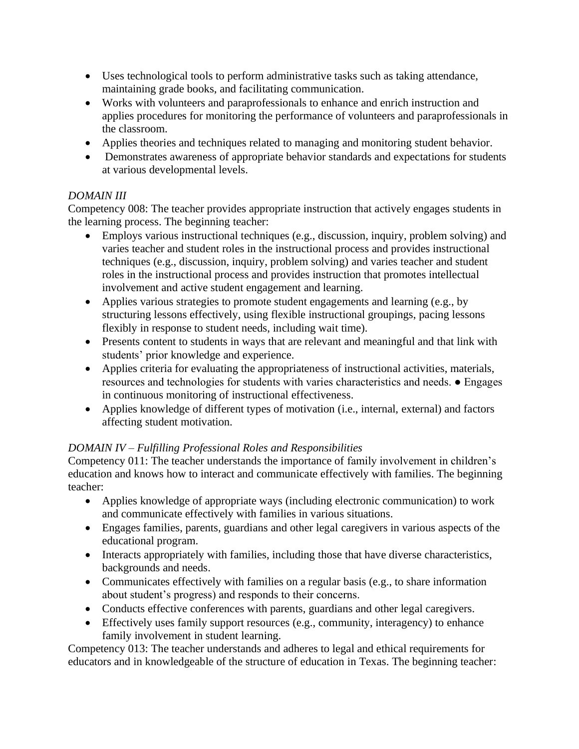- Uses technological tools to perform administrative tasks such as taking attendance, maintaining grade books, and facilitating communication.
- Works with volunteers and paraprofessionals to enhance and enrich instruction and applies procedures for monitoring the performance of volunteers and paraprofessionals in the classroom.
- Applies theories and techniques related to managing and monitoring student behavior.
- Demonstrates awareness of appropriate behavior standards and expectations for students at various developmental levels.

*DOMAIN III*

Competency 008: The teacher provides appropriate instruction that actively engages students in the learning process. The beginning teacher:

- Employs various instructional techniques (e.g., discussion, inquiry, problem solving) and varies teacher and student roles in the instructional process and provides instructional techniques (e.g., discussion, inquiry, problem solving) and varies teacher and student roles in the instructional process and provides instruction that promotes intellectual involvement and active student engagement and learning.
- Applies various strategies to promote student engagements and learning (e.g., by structuring lessons effectively, using flexible instructional groupings, pacing lessons flexibly in response to student needs, including wait time).
- Presents content to students in ways that are relevant and meaningful and that link with students' prior knowledge and experience.
- Applies criteria for evaluating the appropriateness of instructional activities, materials, resources and technologies for students with varies characteristics and needs. ● Engages in continuous monitoring of instructional effectiveness.
- Applies knowledge of different types of motivation (i.e., internal, external) and factors affecting student motivation.

*DOMAIN IV – Fulfilling Professional Roles and Responsibilities*

Competency 011: The teacher understands the importance of family involvement in children's education and knows how to interact and communicate effectively with families. The beginning teacher:

- Applies knowledge of appropriate ways (including electronic communication) to work and communicate effectively with families in various situations.
- Engages families, parents, guardians and other legal caregivers in various aspects of the educational program.
- Interacts appropriately with families, including those that have diverse characteristics, backgrounds and needs.
- Communicates effectively with families on a regular basis (e.g., to share information about student's progress) and responds to their concerns.
- Conducts effective conferences with parents, guardians and other legal caregivers.
- Effectively uses family support resources (e.g., community, interagency) to enhance family involvement in student learning.

Competency 013: The teacher understands and adheres to legal and ethical requirements for educators and in knowledgeable of the structure of education in Texas. The beginning teacher: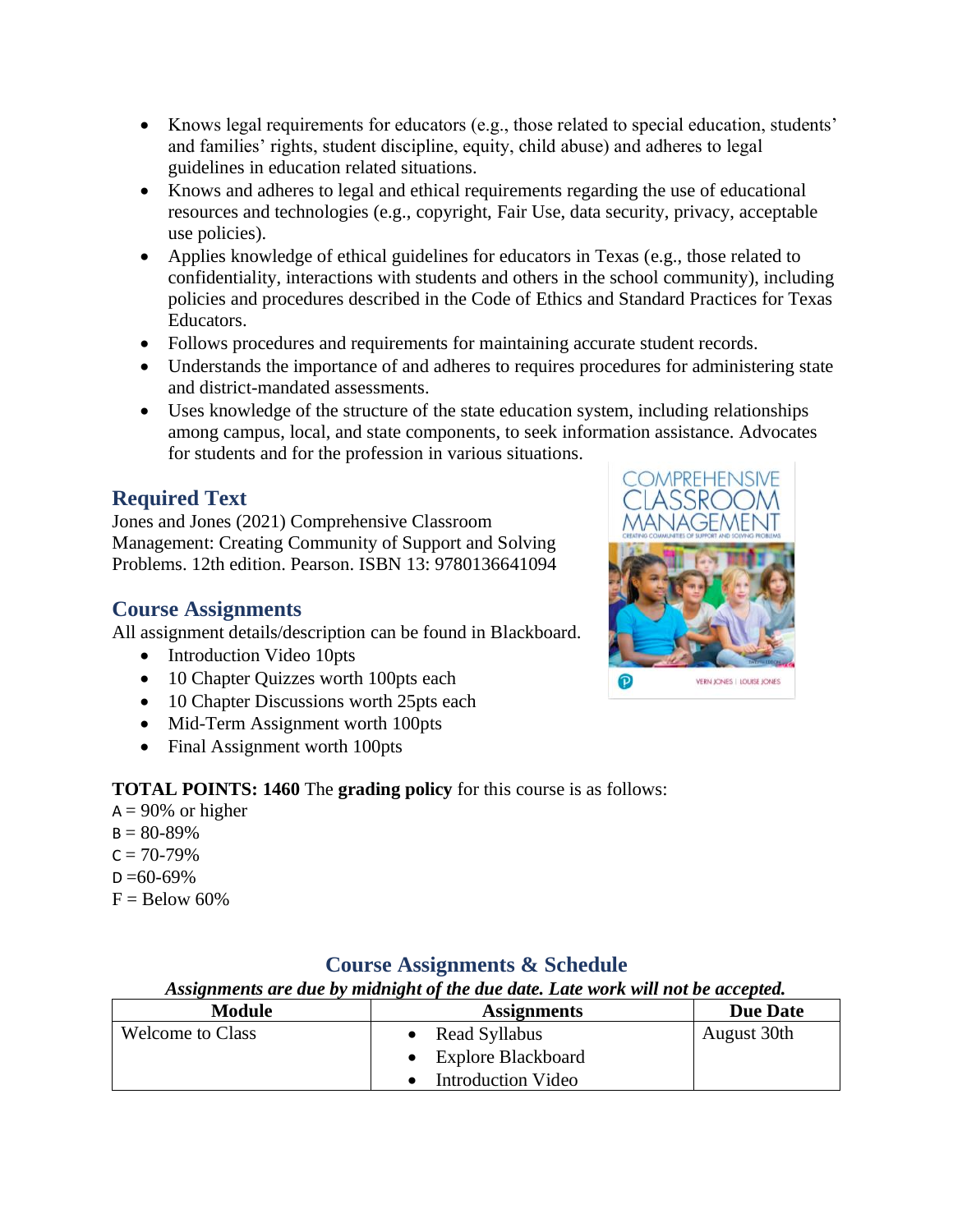- Knows legal requirements for educators (e.g., those related to special education, students' and families' rights, student discipline, equity, child abuse) and adheres to legal guidelines in education related situations.
- Knows and adheres to legal and ethical requirements regarding the use of educational resources and technologies (e.g., copyright, Fair Use, data security, privacy, acceptable use policies).
- Applies knowledge of ethical guidelines for educators in Texas (e.g., those related to confidentiality, interactions with students and others in the school community), including policies and procedures described in the Code of Ethics and Standard Practices for Texas Educators.
- Follows procedures and requirements for maintaining accurate student records.
- Understands the importance of and adheres to requires procedures for administering state and district-mandated assessments.
- Uses knowledge of the structure of the state education system, including relationships among campus, local, and state components, to seek information assistance. Advocates for students and for the profession in various situations.

## Required Text

Jones and Jones (2021) Comprehensive Classroom Management: Creating Community of Support and Solving Problems. 12th edition. Pearson. ISBN 13: 9780136641094

## Course Assignments

All assignment details/description can be found in Blackboard.

- Introduction Video 10pts
- 10 Chapter Quizzes worth 100pts each
- 10 Chapter Discussions worth 25pts each
- Mid-Term Assignment worth 100pts
- Final Assignment worth 100pts

**TOTAL POINTS: 1460** The **grading policy** for this course is as follows:

A = 90% or higher
B = 80-89%
C = 70-79%
D =60-69%
F = Below 60%

## Course Assignments & Schedule

***Assignments are due by midnight of the due date. Late work will not be accepted.***

| Module | Assignments | Due Date |
|---|---|---|
| Welcome to Class | • Read Syllabus<br>• Explore Blackboard<br>• Introduction Video | August 30th |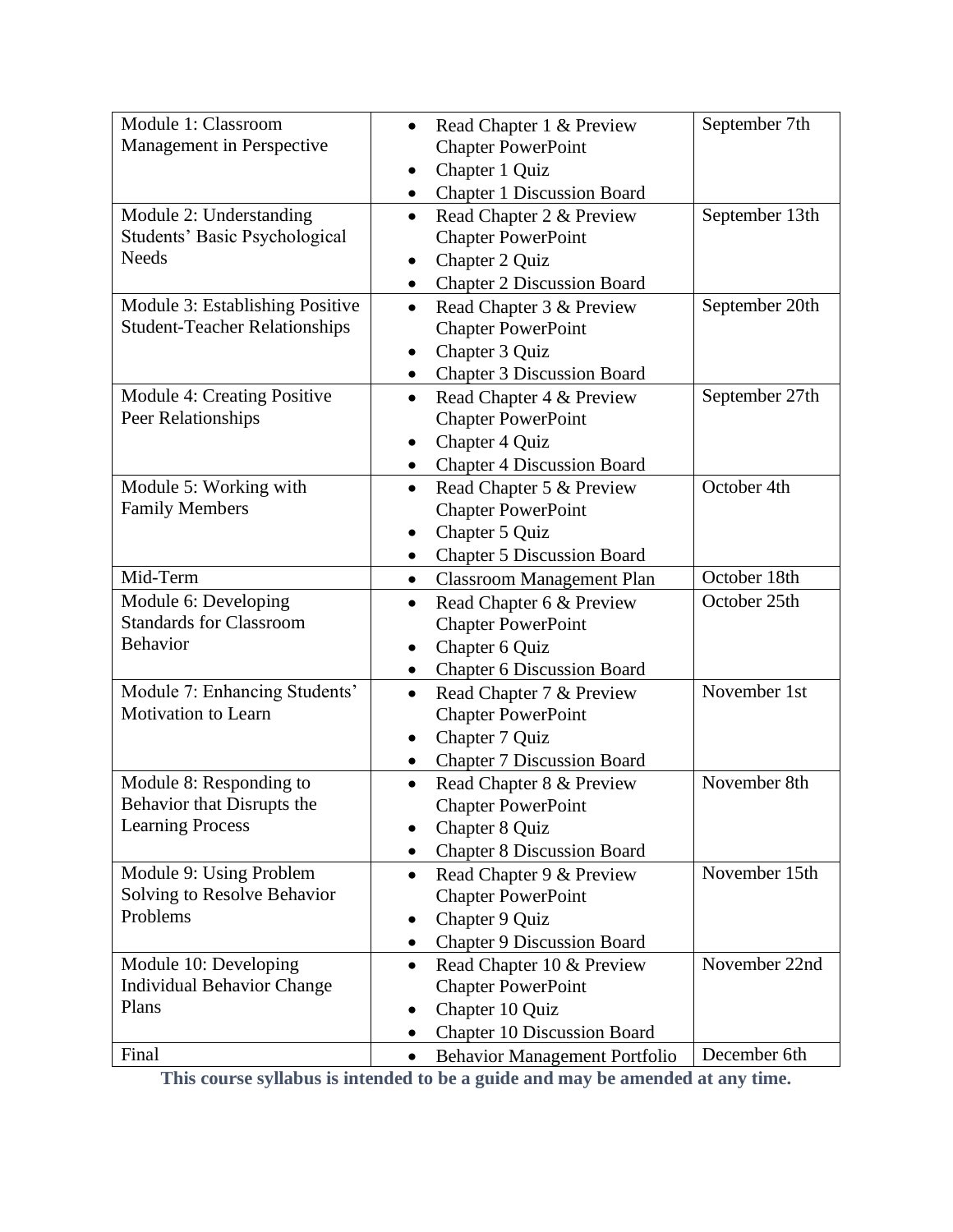| Module | Assignments | Due Date |
| --- | --- | --- |
| Module 1: Classroom Management in Perspective | • Read Chapter 1 & Preview Chapter PowerPoint<br>• Chapter 1 Quiz<br>• Chapter 1 Discussion Board | September 7th |
| Module 2: Understanding Students' Basic Psychological Needs | • Read Chapter 2 & Preview Chapter PowerPoint<br>• Chapter 2 Quiz<br>• Chapter 2 Discussion Board | September 13th |
| Module 3: Establishing Positive Student-Teacher Relationships | • Read Chapter 3 & Preview Chapter PowerPoint<br>• Chapter 3 Quiz<br>• Chapter 3 Discussion Board | September 20th |
| Module 4: Creating Positive Peer Relationships | • Read Chapter 4 & Preview Chapter PowerPoint<br>• Chapter 4 Quiz<br>• Chapter 4 Discussion Board | September 27th |
| Module 5: Working with Family Members | • Read Chapter 5 & Preview Chapter PowerPoint<br>• Chapter 5 Quiz<br>• Chapter 5 Discussion Board | October 4th |
| Mid-Term | • Classroom Management Plan | October 18th |
| Module 6: Developing Standards for Classroom Behavior | • Read Chapter 6 & Preview Chapter PowerPoint<br>• Chapter 6 Quiz<br>• Chapter 6 Discussion Board | October 25th |
| Module 7: Enhancing Students' Motivation to Learn | • Read Chapter 7 & Preview Chapter PowerPoint<br>• Chapter 7 Quiz<br>• Chapter 7 Discussion Board | November 1st |
| Module 8: Responding to Behavior that Disrupts the Learning Process | • Read Chapter 8 & Preview Chapter PowerPoint<br>• Chapter 8 Quiz<br>• Chapter 8 Discussion Board | November 8th |
| Module 9: Using Problem Solving to Resolve Behavior Problems | • Read Chapter 9 & Preview Chapter PowerPoint<br>• Chapter 9 Quiz<br>• Chapter 9 Discussion Board | November 15th |
| Module 10: Developing Individual Behavior Change Plans | • Read Chapter 10 & Preview Chapter PowerPoint<br>• Chapter 10 Quiz<br>• Chapter 10 Discussion Board | November 22nd |
| Final | • Behavior Management Portfolio | December 6th |

**This course syllabus is intended to be a guide and may be amended at any time.**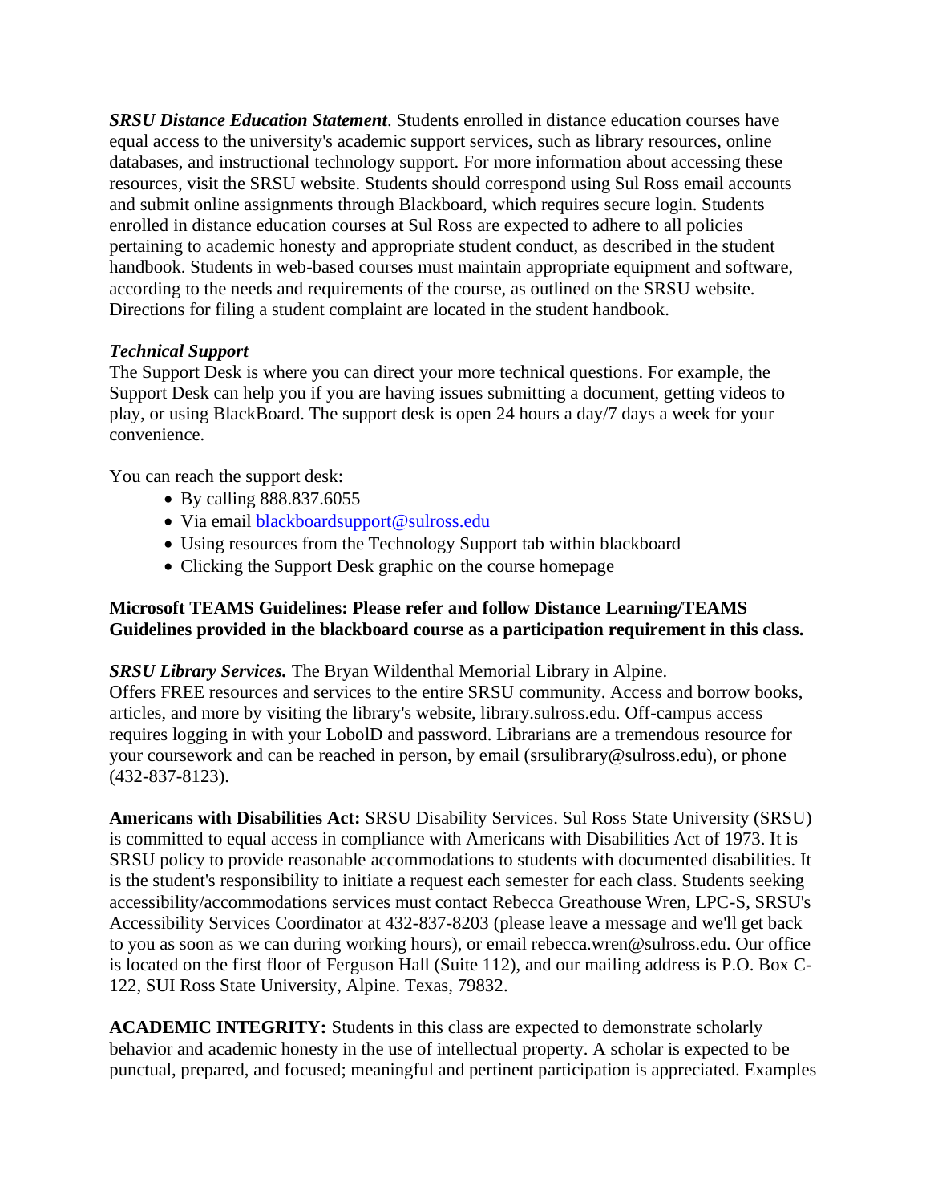***SRSU Distance Education Statement***. Students enrolled in distance education courses have equal access to the university's academic support services, such as library resources, online databases, and instructional technology support. For more information about accessing these resources, visit the SRSU website. Students should correspond using Sul Ross email accounts and submit online assignments through Blackboard, which requires secure login. Students enrolled in distance education courses at Sul Ross are expected to adhere to all policies pertaining to academic honesty and appropriate student conduct, as described in the student handbook. Students in web-based courses must maintain appropriate equipment and software, according to the needs and requirements of the course, as outlined on the SRSU website. Directions for filing a student complaint are located in the student handbook.

***Technical Support***
The Support Desk is where you can direct your more technical questions. For example, the Support Desk can help you if you are having issues submitting a document, getting videos to play, or using BlackBoard. The support desk is open 24 hours a day/7 days a week for your convenience.

You can reach the support desk:

- By calling 888.837.6055
- Via email blackboardsupport@sulross.edu
- Using resources from the Technology Support tab within blackboard
- Clicking the Support Desk graphic on the course homepage

**Microsoft TEAMS Guidelines: Please refer and follow Distance Learning/TEAMS Guidelines provided in the blackboard course as a participation requirement in this class.**

***SRSU Library Services.*** The Bryan Wildenthal Memorial Library in Alpine.
Offers FREE resources and services to the entire SRSU community. Access and borrow books, articles, and more by visiting the library's website, library.sulross.edu. Off-campus access requires logging in with your LobolD and password. Librarians are a tremendous resource for your coursework and can be reached in person, by email (srsulibrary@sulross.edu), or phone (432-837-8123).

**Americans with Disabilities Act:** SRSU Disability Services. Sul Ross State University (SRSU) is committed to equal access in compliance with Americans with Disabilities Act of 1973. It is SRSU policy to provide reasonable accommodations to students with documented disabilities. It is the student's responsibility to initiate a request each semester for each class. Students seeking accessibility/accommodations services must contact Rebecca Greathouse Wren, LPC-S, SRSU's Accessibility Services Coordinator at 432-837-8203 (please leave a message and we'll get back to you as soon as we can during working hours), or email rebecca.wren@sulross.edu. Our office is located on the first floor of Ferguson Hall (Suite 112), and our mailing address is P.O. Box C-122, SUI Ross State University, Alpine. Texas, 79832.

**ACADEMIC INTEGRITY:** Students in this class are expected to demonstrate scholarly behavior and academic honesty in the use of intellectual property. A scholar is expected to be punctual, prepared, and focused; meaningful and pertinent participation is appreciated. Examples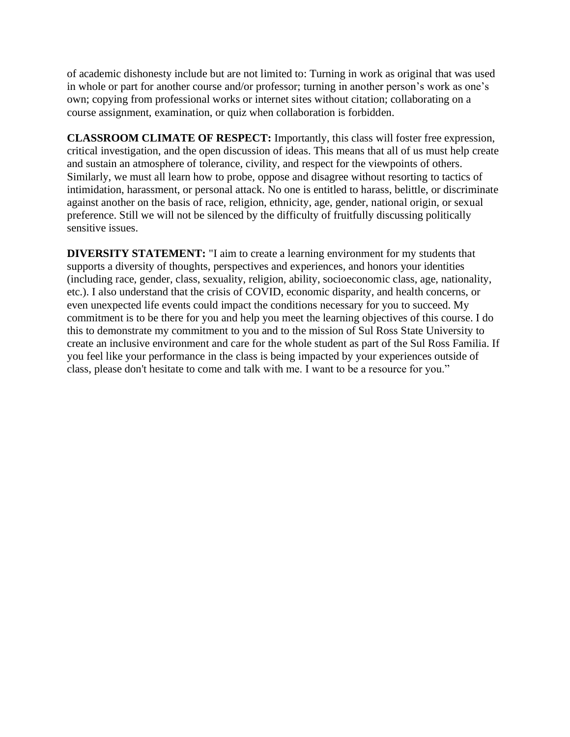of academic dishonesty include but are not limited to: Turning in work as original that was used in whole or part for another course and/or professor; turning in another person's work as one's own; copying from professional works or internet sites without citation; collaborating on a course assignment, examination, or quiz when collaboration is forbidden.

**CLASSROOM CLIMATE OF RESPECT:** Importantly, this class will foster free expression, critical investigation, and the open discussion of ideas. This means that all of us must help create and sustain an atmosphere of tolerance, civility, and respect for the viewpoints of others. Similarly, we must all learn how to probe, oppose and disagree without resorting to tactics of intimidation, harassment, or personal attack. No one is entitled to harass, belittle, or discriminate against another on the basis of race, religion, ethnicity, age, gender, national origin, or sexual preference. Still we will not be silenced by the difficulty of fruitfully discussing politically sensitive issues.

**DIVERSITY STATEMENT:** "I aim to create a learning environment for my students that supports a diversity of thoughts, perspectives and experiences, and honors your identities (including race, gender, class, sexuality, religion, ability, socioeconomic class, age, nationality, etc.). I also understand that the crisis of COVID, economic disparity, and health concerns, or even unexpected life events could impact the conditions necessary for you to succeed. My commitment is to be there for you and help you meet the learning objectives of this course. I do this to demonstrate my commitment to you and to the mission of Sul Ross State University to create an inclusive environment and care for the whole student as part of the Sul Ross Familia. If you feel like your performance in the class is being impacted by your experiences outside of class, please don't hesitate to come and talk with me. I want to be a resource for you."